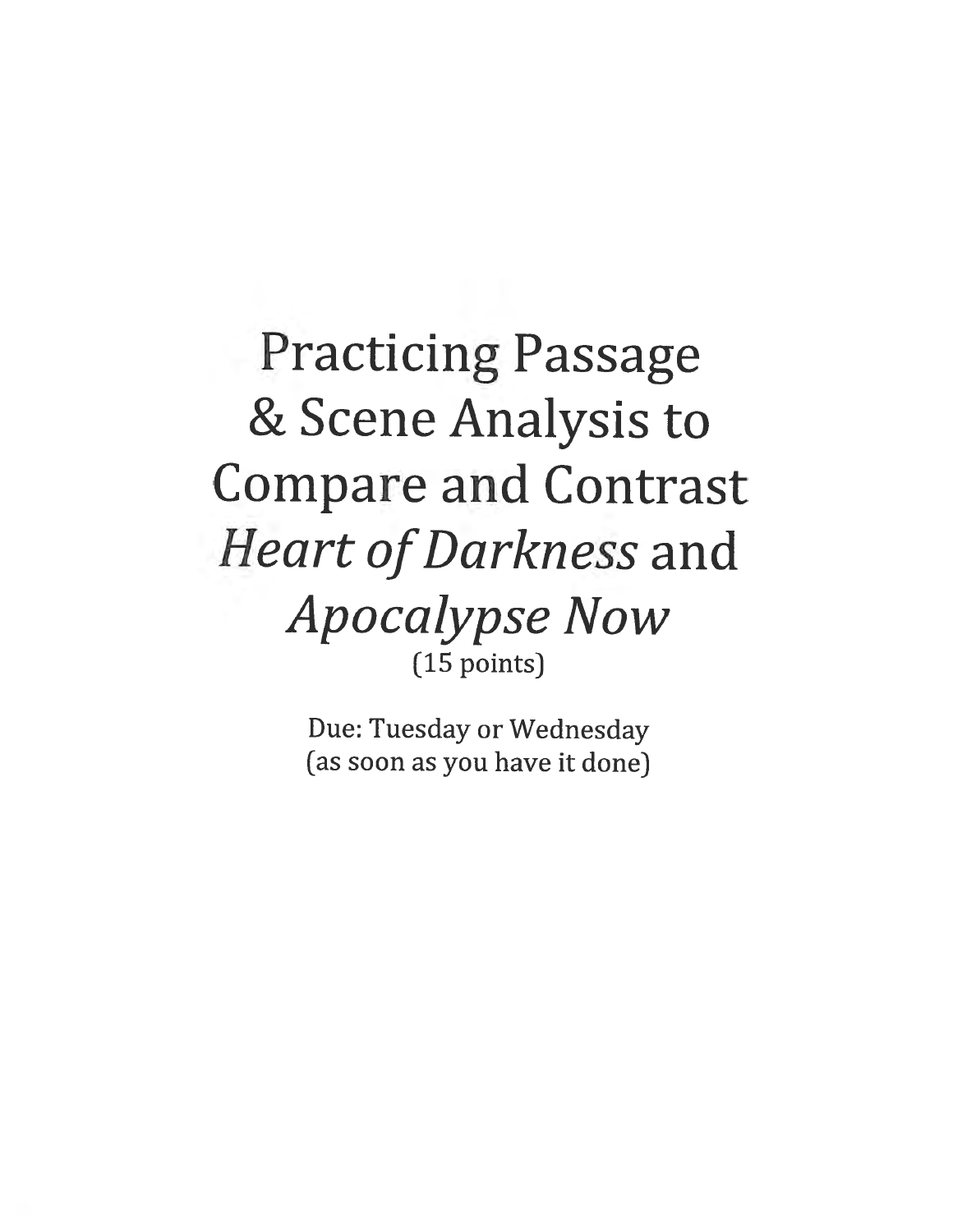# Practicing Passage & Scene Analysis to Compare and Contrast *Heart of Darkness* and *Apocalypse Now*

(15 points)

Due: Tuesday or Wednesday
(as soon as you have it done)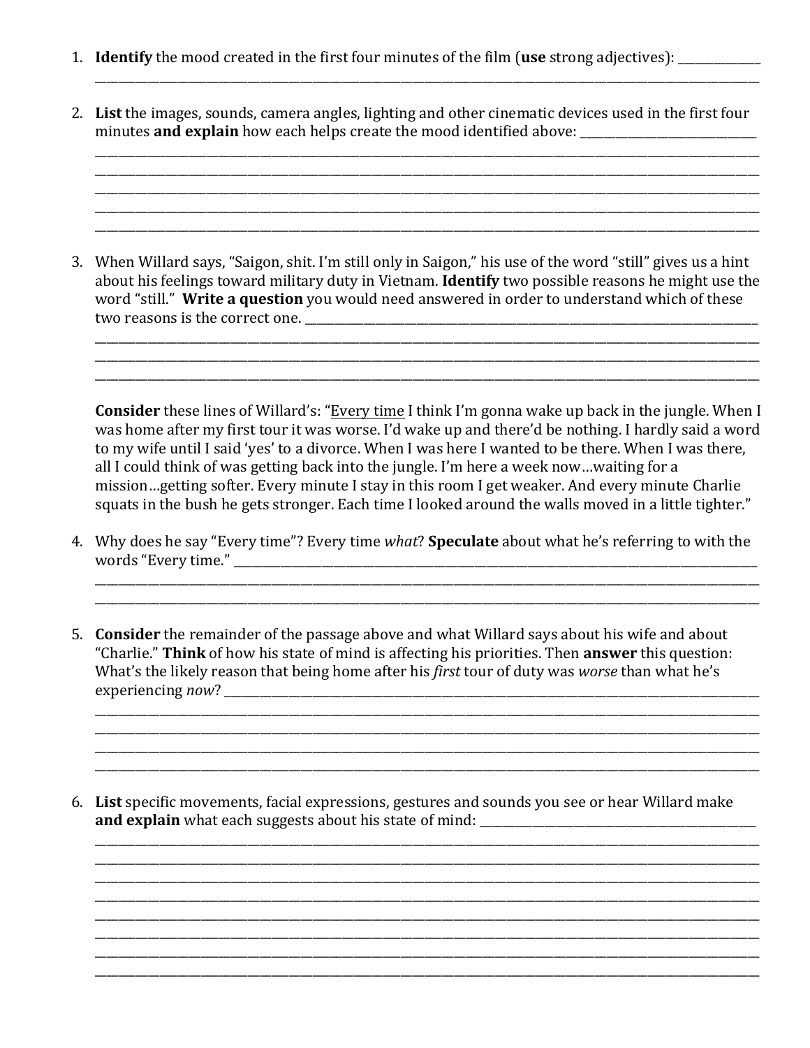1. **Identify** the mood created in the first four minutes of the film (**use** strong adjectives): ______________
_______________________________________________________________________________________________

2. **List** the images, sounds, camera angles, lighting and other cinematic devices used in the first four minutes **and explain** how each helps create the mood identified above: _____________________________
_______________________________________________________________________________________________
_______________________________________________________________________________________________
_______________________________________________________________________________________________
_______________________________________________________________________________________________
_______________________________________________________________________________________________

3. When Willard says, "Saigon, shit. I'm still only in Saigon," his use of the word "still" gives us a hint about his feelings toward military duty in Vietnam. **Identify** two possible reasons he might use the word "still." **Write a question** you would need answered in order to understand which of these two reasons is the correct one. ________________________________________________________________________________
_______________________________________________________________________________________________
_______________________________________________________________________________________________
_______________________________________________________________________________________________

**Consider** these lines of Willard's: "<u>Every time</u> I think I'm gonna wake up back in the jungle. When I was home after my first tour it was worse. I'd wake up and there'd be nothing. I hardly said a word to my wife until I said 'yes' to a divorce. When I was here I wanted to be there. When I was there, all I could think of was getting back into the jungle. I'm here a week now…waiting for a mission…getting softer. Every minute I stay in this room I get weaker. And every minute Charlie squats in the bush he gets stronger. Each time I looked around the walls moved in a little tighter."

4. Why does he say "Every time"? Every time *what*? **Speculate** about what he's referring to with the words "Every time." ______________________________________________________________________________
_______________________________________________________________________________________________
_______________________________________________________________________________________________

5. **Consider** the remainder of the passage above and what Willard says about his wife and about "Charlie." **Think** of how his state of mind is affecting his priorities. Then **answer** this question: What's the likely reason that being home after his *first* tour of duty was *worse* than what he's experiencing *now*? _______________________________________________________________________________
_______________________________________________________________________________________________
_______________________________________________________________________________________________
_______________________________________________________________________________________________
_______________________________________________________________________________________________

6. **List** specific movements, facial expressions, gestures and sounds you see or hear Willard make **and explain** what each suggests about his state of mind: ______________________________________
_______________________________________________________________________________________________
_______________________________________________________________________________________________
_______________________________________________________________________________________________
_______________________________________________________________________________________________
_______________________________________________________________________________________________
_______________________________________________________________________________________________
_______________________________________________________________________________________________
_______________________________________________________________________________________________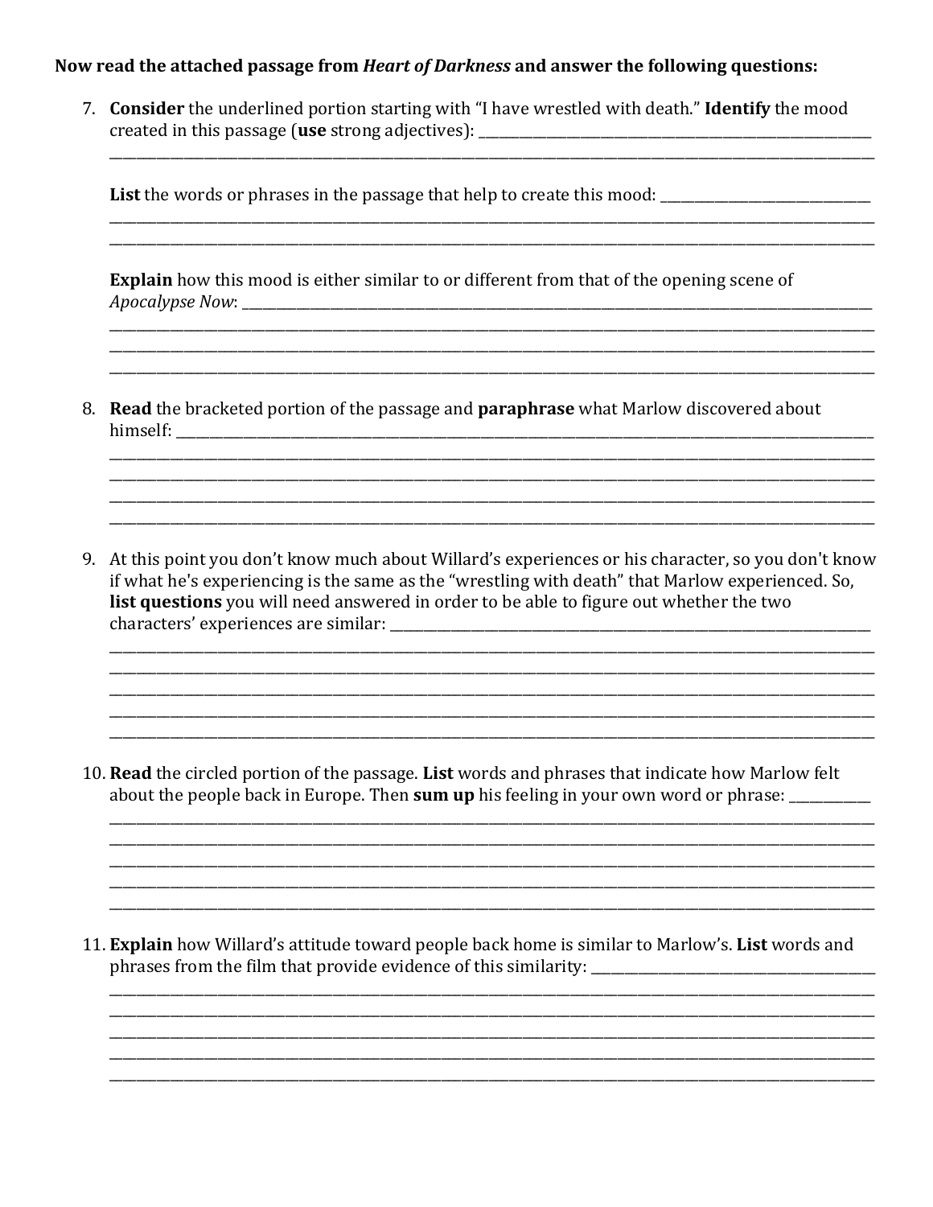**Now read the attached passage from *Heart of Darkness* and answer the following questions:**

7. **Consider** the underlined portion starting with "I have wrestled with death." **Identify** the mood created in this passage (**use** strong adjectives): ________________________________________________________________
_______________________________________________________________________________________________________

   **List** the words or phrases in the passage that help to create this mood: ________________________________
_______________________________________________________________________________________________________
_______________________________________________________________________________________________________

   **Explain** how this mood is either similar to or different from that of the opening scene of *Apocalypse Now*: ______________________________________________________________________________________
_______________________________________________________________________________________________________
_______________________________________________________________________________________________________
_______________________________________________________________________________________________________

8. **Read** the bracketed portion of the passage and **paraphrase** what Marlow discovered about himself: ________________________________________________________________________________________________
_______________________________________________________________________________________________________
_______________________________________________________________________________________________________
_______________________________________________________________________________________________________
_______________________________________________________________________________________________________

9. At this point you don't know much about Willard's experiences or his character, so you don't know if what he's experiencing is the same as the "wrestling with death" that Marlow experienced. So, **list questions** you will need answered in order to be able to figure out whether the two characters' experiences are similar: ____________________________________________________________________
_______________________________________________________________________________________________________
_______________________________________________________________________________________________________
_______________________________________________________________________________________________________
_______________________________________________________________________________________________________
_______________________________________________________________________________________________________

10. **Read** the circled portion of the passage. **List** words and phrases that indicate how Marlow felt about the people back in Europe. Then **sum up** his feeling in your own word or phrase: ___________
_______________________________________________________________________________________________________
_______________________________________________________________________________________________________
_______________________________________________________________________________________________________
_______________________________________________________________________________________________________
_______________________________________________________________________________________________________

11. **Explain** how Willard's attitude toward people back home is similar to Marlow's. **List** words and phrases from the film that provide evidence of this similarity: ________________________________________
_______________________________________________________________________________________________________
_______________________________________________________________________________________________________
_______________________________________________________________________________________________________
_______________________________________________________________________________________________________
_______________________________________________________________________________________________________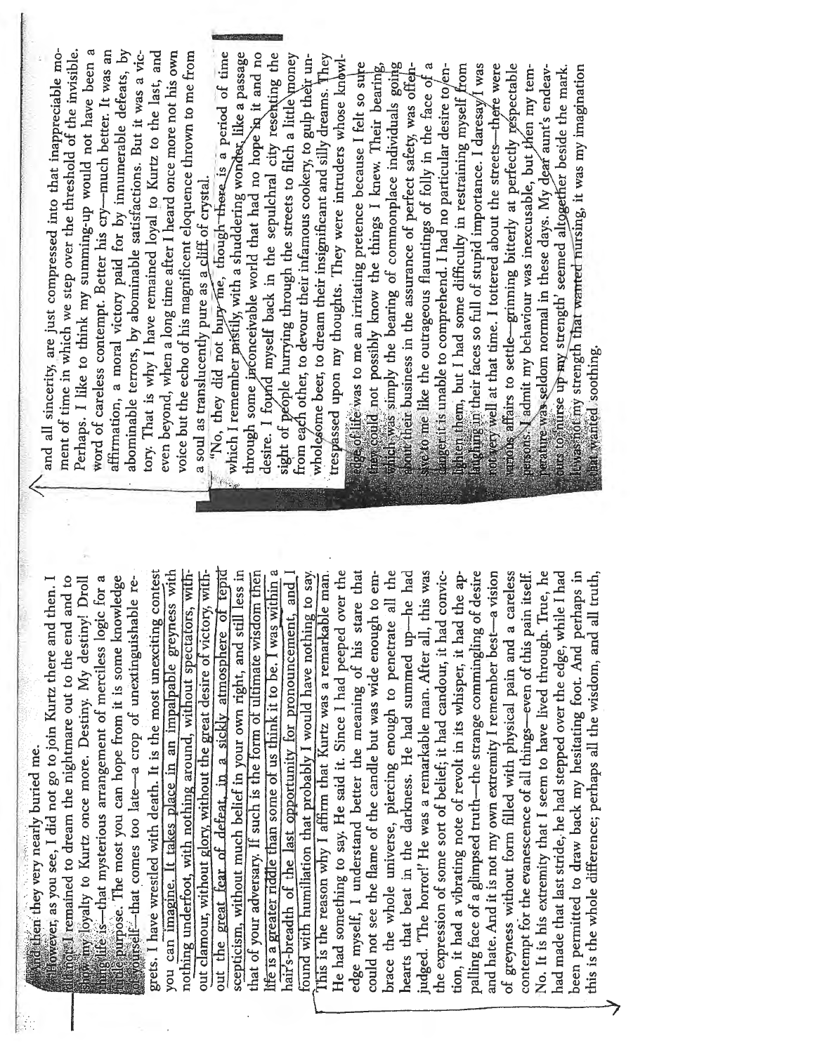"And then they very nearly buried me.

"However, as you see, I did not go to join Kurtz there and then. I did not. I remained to dream the nightmare out to the end and to show my loyalty to Kurtz once more. Destiny. My destiny! Droll thing life is—that mysterious arrangement of merciless logic for a futile purpose. The most you can hope from it is some knowledge of yourself—that comes too late—a crop of unextinguishable regrets. I have wrestled with death. It is the most unexciting contest you can imagine. It takes place in an impalpable greyness with nothing underfoot, with nothing around, without spectators, without clamour, without glory, without the great desire of victory, without the great fear of defeat, in a sickly atmosphere of tepid scepticism, without much belief in your own right, and still less in that of your adversary. If such is the form of ultimate wisdom then life is a greater riddle than some of us think it to be. I was within a hair's-breadth of the last opportunity for pronouncement, and I found with humiliation that probably I would have nothing to say. This is the reason why I affirm that Kurtz was a remarkable man. He had something to say. He said it. Since I had peeped over the edge myself, I understand better the meaning of his stare that could not see the flame of the candle but was wide enough to embrace the whole universe, piercing enough to penetrate all the hearts that beat in the darkness. He had summed up—he had judged. 'The horror!' He was a remarkable man. After all, this was the expression of some sort of belief; it had candour, it had conviction, it had a vibrating note of revolt in its whisper, it had the appalling face of a glimpsed truth—the strange commingling of desire and hate. And it is not my own extremity I remember best—a vision of greyness without form filled with physical pain and a careless contempt for the evanescence of all things—even of this pain itself. No. It is his extremity that I seem to have lived through. True, he had made that last stride, he had stepped over the edge, while I had been permitted to draw back my hesitating foot. And perhaps in this is the whole difference; perhaps all the wisdom, and all truth, and all sincerity, are just compressed into that inappreciable moment of time in which we step over the threshold of the invisible. Perhaps. I like to think my summing-up would not have been a word of careless contempt. Better his cry—much better. It was an affirmation, a moral victory paid for by innumerable defeats, by abominable terrors, by abominable satisfactions. But it was a victory. That is why I have remained loyal to Kurtz to the last, and even beyond, when a long time after I heard once more not his own voice but the echo of his magnificent eloquence thrown to me from a soul as translucently pure as a cliff of crystal.

"No, they did not bury me, though there is a period of time which I remember mistily, with a shuddering wonder, like a passage through some inconceivable world that had no hope in it and no desire. I found myself back in the sepulchral city resenting the sight of people hurrying through the streets to filch a little money from each other, to devour their infamous cookery, to gulp their unwholesome beer, to dream their insignificant and silly dreams. They trespassed upon my thoughts. They were intruders whose knowledge of life was to me an irritating pretence because I felt so sure they could not possibly know the things I knew. Their bearing, which was simply the bearing of commonplace individuals going about their business in the assurance of perfect safety, was offensive to me like the outrageous flauntings of folly in the face of a danger it is unable to comprehend. I had no particular desire to enlighten them, but I had some difficulty in restraining myself from laughing in their faces so full of stupid importance. I daresay I was not very well at that time. I tottered about the streets—there were various affairs to settle—grinning bitterly at perfectly respectable persons. I admit my behaviour was inexcusable, but then my temperature was seldom normal in these days. My dear aunt's endeavours to 'nurse up my strength' seemed altogether beside the mark. It was not my strength that wanted nursing, it was my imagination that wanted soothing.